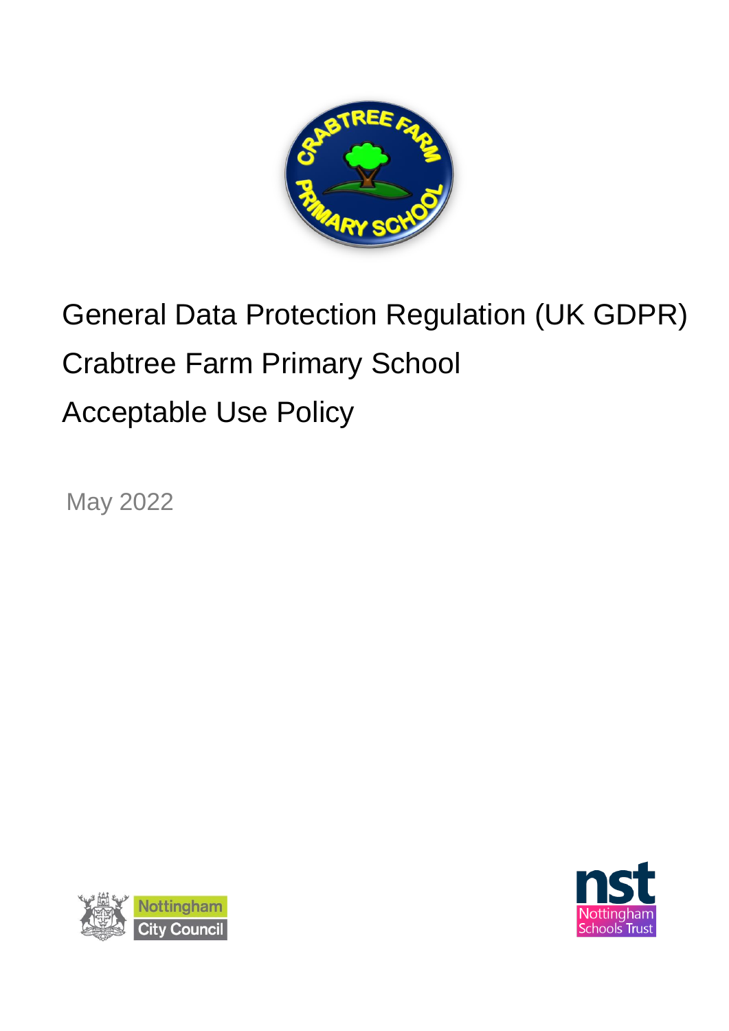# General Data Protection Regulation (UK GDPR)

# Crabtree Farm Primary School

# Acceptable Use Policy

May 2022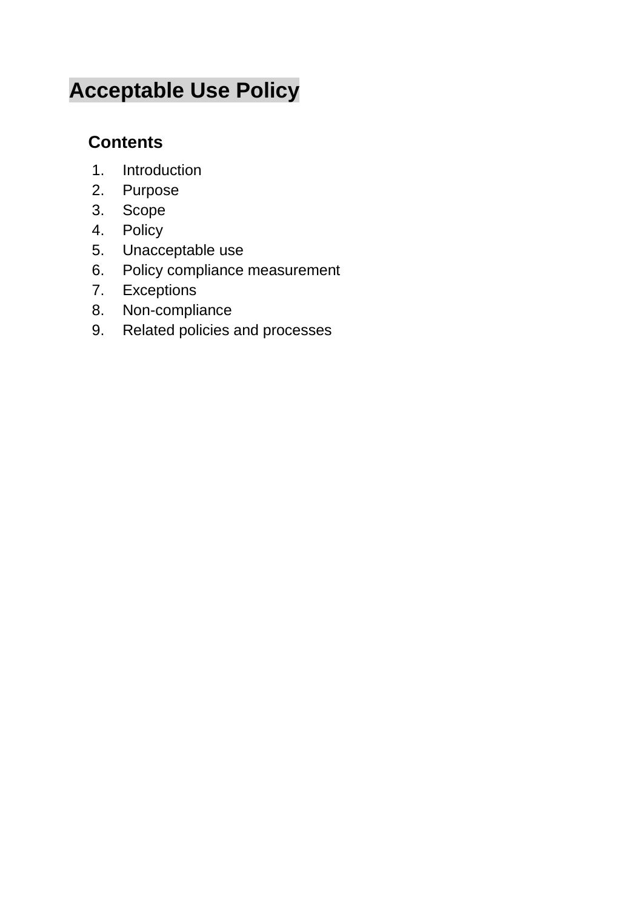# Acceptable Use Policy

## Contents

1. Introduction
2. Purpose
3. Scope
4. Policy
5. Unacceptable use
6. Policy compliance measurement
7. Exceptions
8. Non-compliance
9. Related policies and processes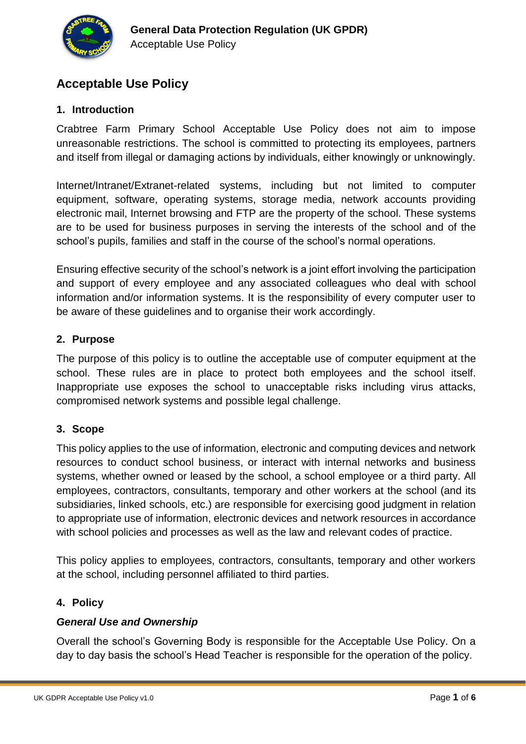# Acceptable Use Policy

## 1. Introduction

Crabtree Farm Primary School Acceptable Use Policy does not aim to impose unreasonable restrictions. The school is committed to protecting its employees, partners and itself from illegal or damaging actions by individuals, either knowingly or unknowingly.

Internet/Intranet/Extranet-related systems, including but not limited to computer equipment, software, operating systems, storage media, network accounts providing electronic mail, Internet browsing and FTP are the property of the school. These systems are to be used for business purposes in serving the interests of the school and of the school's pupils, families and staff in the course of the school's normal operations.

Ensuring effective security of the school's network is a joint effort involving the participation and support of every employee and any associated colleagues who deal with school information and/or information systems. It is the responsibility of every computer user to be aware of these guidelines and to organise their work accordingly.

## 2. Purpose

The purpose of this policy is to outline the acceptable use of computer equipment at the school. These rules are in place to protect both employees and the school itself. Inappropriate use exposes the school to unacceptable risks including virus attacks, compromised network systems and possible legal challenge.

## 3. Scope

This policy applies to the use of information, electronic and computing devices and network resources to conduct school business, or interact with internal networks and business systems, whether owned or leased by the school, a school employee or a third party. All employees, contractors, consultants, temporary and other workers at the school (and its subsidiaries, linked schools, etc.) are responsible for exercising good judgment in relation to appropriate use of information, electronic devices and network resources in accordance with school policies and processes as well as the law and relevant codes of practice.

This policy applies to employees, contractors, consultants, temporary and other workers at the school, including personnel affiliated to third parties.

## 4. Policy

### *General Use and Ownership*

Overall the school's Governing Body is responsible for the Acceptable Use Policy. On a day to day basis the school's Head Teacher is responsible for the operation of the policy.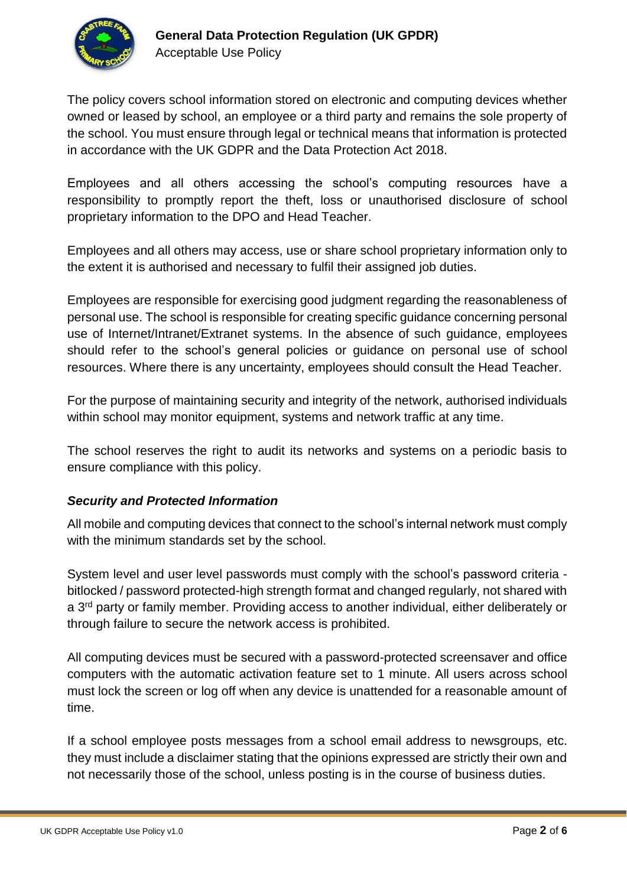The policy covers school information stored on electronic and computing devices whether owned or leased by school, an employee or a third party and remains the sole property of the school. You must ensure through legal or technical means that information is protected in accordance with the UK GDPR and the Data Protection Act 2018.

Employees and all others accessing the school's computing resources have a responsibility to promptly report the theft, loss or unauthorised disclosure of school proprietary information to the DPO and Head Teacher.

Employees and all others may access, use or share school proprietary information only to the extent it is authorised and necessary to fulfil their assigned job duties.

Employees are responsible for exercising good judgment regarding the reasonableness of personal use. The school is responsible for creating specific guidance concerning personal use of Internet/Intranet/Extranet systems. In the absence of such guidance, employees should refer to the school's general policies or guidance on personal use of school resources. Where there is any uncertainty, employees should consult the Head Teacher.

For the purpose of maintaining security and integrity of the network, authorised individuals within school may monitor equipment, systems and network traffic at any time.

The school reserves the right to audit its networks and systems on a periodic basis to ensure compliance with this policy.

***Security and Protected Information***

All mobile and computing devices that connect to the school's internal network must comply with the minimum standards set by the school.

System level and user level passwords must comply with the school's password criteria - bitlocked / password protected-high strength format and changed regularly, not shared with a 3rd party or family member. Providing access to another individual, either deliberately or through failure to secure the network access is prohibited.

All computing devices must be secured with a password-protected screensaver and office computers with the automatic activation feature set to 1 minute. All users across school must lock the screen or log off when any device is unattended for a reasonable amount of time.

If a school employee posts messages from a school email address to newsgroups, etc. they must include a disclaimer stating that the opinions expressed are strictly their own and not necessarily those of the school, unless posting is in the course of business duties.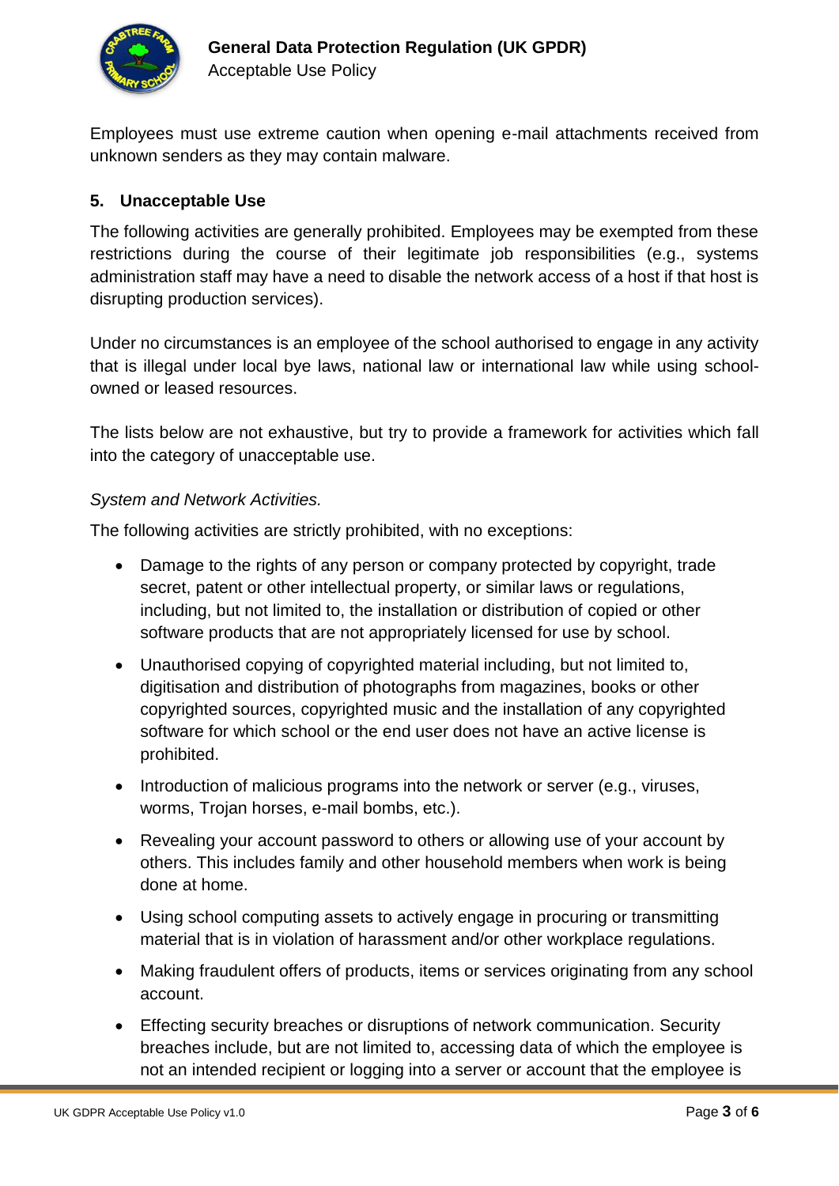Employees must use extreme caution when opening e-mail attachments received from unknown senders as they may contain malware.

## 5. Unacceptable Use

The following activities are generally prohibited. Employees may be exempted from these restrictions during the course of their legitimate job responsibilities (e.g., systems administration staff may have a need to disable the network access of a host if that host is disrupting production services).

Under no circumstances is an employee of the school authorised to engage in any activity that is illegal under local bye laws, national law or international law while using school-owned or leased resources.

The lists below are not exhaustive, but try to provide a framework for activities which fall into the category of unacceptable use.

*System and Network Activities.*

The following activities are strictly prohibited, with no exceptions:

- Damage to the rights of any person or company protected by copyright, trade secret, patent or other intellectual property, or similar laws or regulations, including, but not limited to, the installation or distribution of copied or other software products that are not appropriately licensed for use by school.
- Unauthorised copying of copyrighted material including, but not limited to, digitisation and distribution of photographs from magazines, books or other copyrighted sources, copyrighted music and the installation of any copyrighted software for which school or the end user does not have an active license is prohibited.
- Introduction of malicious programs into the network or server (e.g., viruses, worms, Trojan horses, e-mail bombs, etc.).
- Revealing your account password to others or allowing use of your account by others. This includes family and other household members when work is being done at home.
- Using school computing assets to actively engage in procuring or transmitting material that is in violation of harassment and/or other workplace regulations.
- Making fraudulent offers of products, items or services originating from any school account.
- Effecting security breaches or disruptions of network communication. Security breaches include, but are not limited to, accessing data of which the employee is not an intended recipient or logging into a server or account that the employee is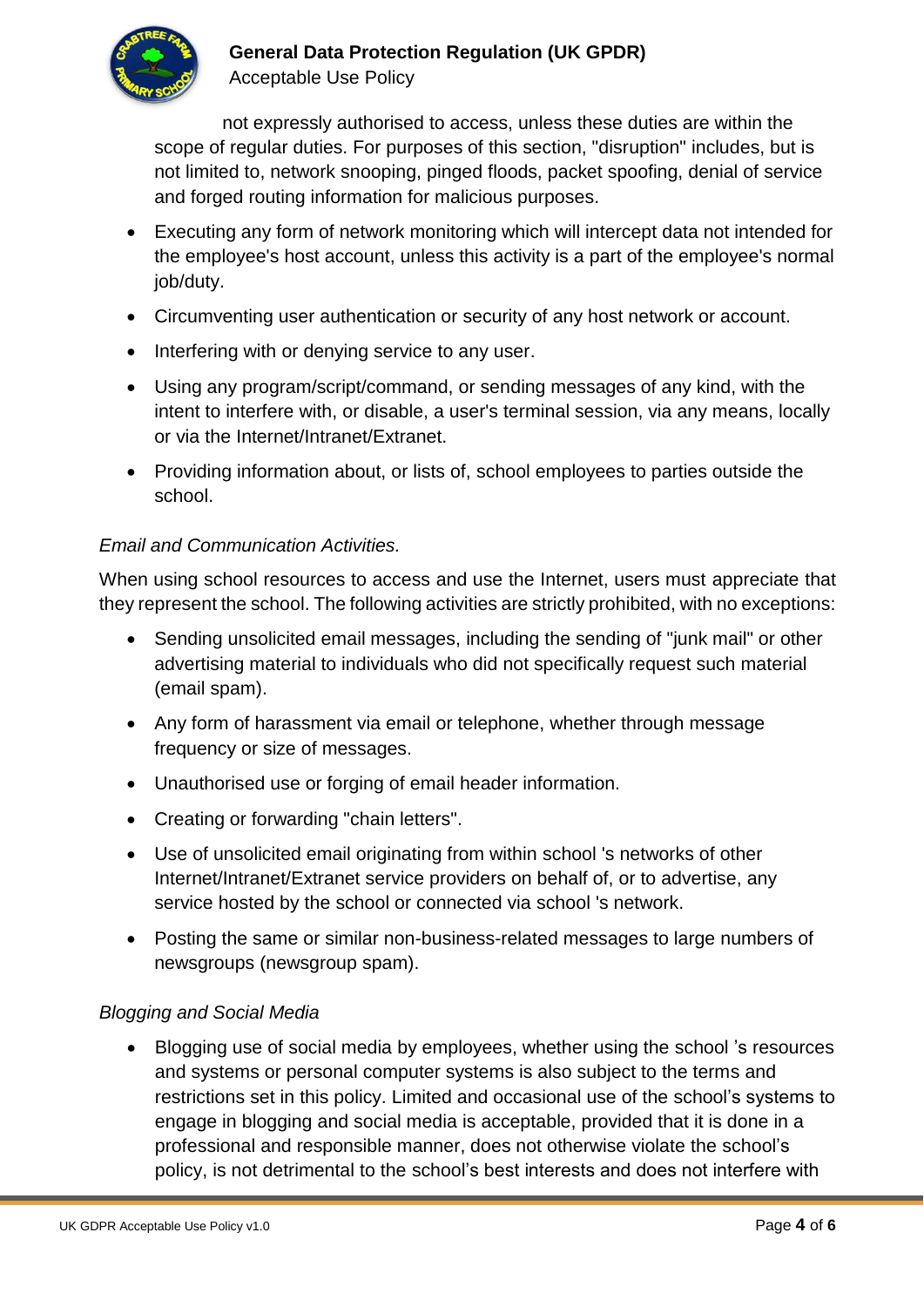not expressly authorised to access, unless these duties are within the scope of regular duties. For purposes of this section, "disruption" includes, but is not limited to, network snooping, pinged floods, packet spoofing, denial of service and forged routing information for malicious purposes.

- Executing any form of network monitoring which will intercept data not intended for the employee's host account, unless this activity is a part of the employee's normal job/duty.
- Circumventing user authentication or security of any host network or account.
- Interfering with or denying service to any user.
- Using any program/script/command, or sending messages of any kind, with the intent to interfere with, or disable, a user's terminal session, via any means, locally or via the Internet/Intranet/Extranet.
- Providing information about, or lists of, school employees to parties outside the school.

*Email and Communication Activities.*

When using school resources to access and use the Internet, users must appreciate that they represent the school. The following activities are strictly prohibited, with no exceptions:

- Sending unsolicited email messages, including the sending of "junk mail" or other advertising material to individuals who did not specifically request such material (email spam).
- Any form of harassment via email or telephone, whether through message frequency or size of messages.
- Unauthorised use or forging of email header information.
- Creating or forwarding "chain letters".
- Use of unsolicited email originating from within school 's networks of other Internet/Intranet/Extranet service providers on behalf of, or to advertise, any service hosted by the school or connected via school 's network.
- Posting the same or similar non-business-related messages to large numbers of newsgroups (newsgroup spam).

*Blogging and Social Media*

- Blogging use of social media by employees, whether using the school 's resources and systems or personal computer systems is also subject to the terms and restrictions set in this policy. Limited and occasional use of the school's systems to engage in blogging and social media is acceptable, provided that it is done in a professional and responsible manner, does not otherwise violate the school's policy, is not detrimental to the school's best interests and does not interfere with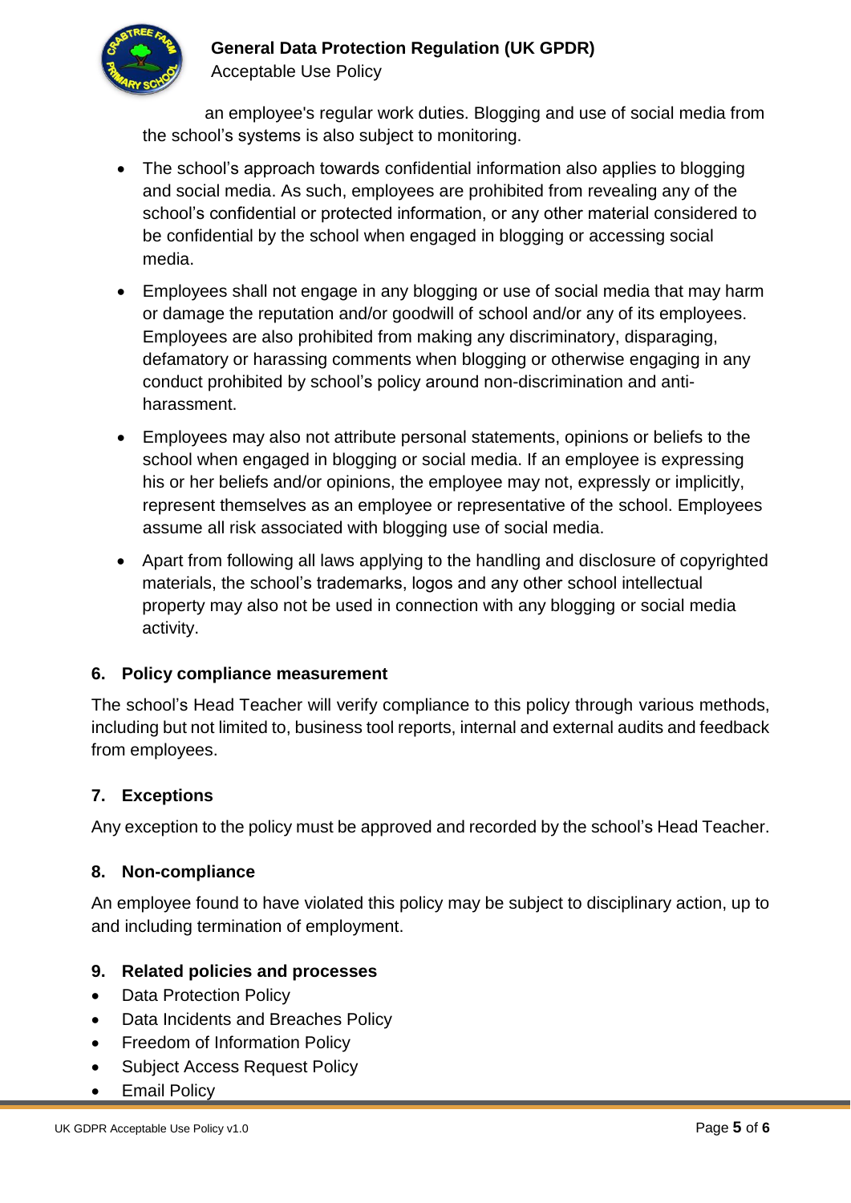an employee's regular work duties. Blogging and use of social media from the school's systems is also subject to monitoring.

- The school's approach towards confidential information also applies to blogging and social media. As such, employees are prohibited from revealing any of the school's confidential or protected information, or any other material considered to be confidential by the school when engaged in blogging or accessing social media.
- Employees shall not engage in any blogging or use of social media that may harm or damage the reputation and/or goodwill of school and/or any of its employees. Employees are also prohibited from making any discriminatory, disparaging, defamatory or harassing comments when blogging or otherwise engaging in any conduct prohibited by school's policy around non-discrimination and anti-harassment.
- Employees may also not attribute personal statements, opinions or beliefs to the school when engaged in blogging or social media. If an employee is expressing his or her beliefs and/or opinions, the employee may not, expressly or implicitly, represent themselves as an employee or representative of the school. Employees assume all risk associated with blogging use of social media.
- Apart from following all laws applying to the handling and disclosure of copyrighted materials, the school's trademarks, logos and any other school intellectual property may also not be used in connection with any blogging or social media activity.

## 6. Policy compliance measurement

The school's Head Teacher will verify compliance to this policy through various methods, including but not limited to, business tool reports, internal and external audits and feedback from employees.

## 7. Exceptions

Any exception to the policy must be approved and recorded by the school's Head Teacher.

## 8. Non-compliance

An employee found to have violated this policy may be subject to disciplinary action, up to and including termination of employment.

## 9. Related policies and processes

- Data Protection Policy
- Data Incidents and Breaches Policy
- Freedom of Information Policy
- Subject Access Request Policy
- Email Policy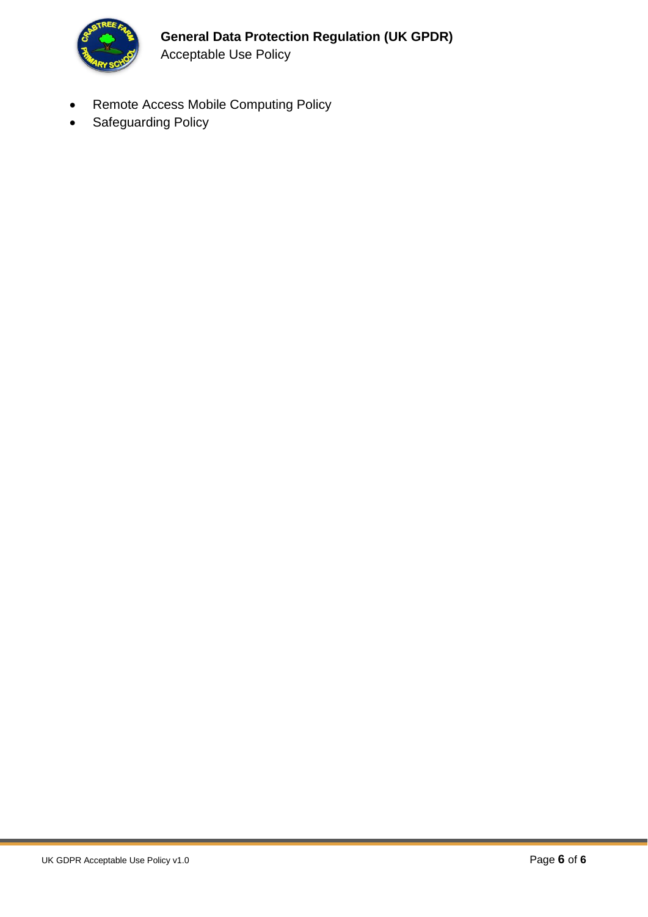- Remote Access Mobile Computing Policy
- Safeguarding Policy